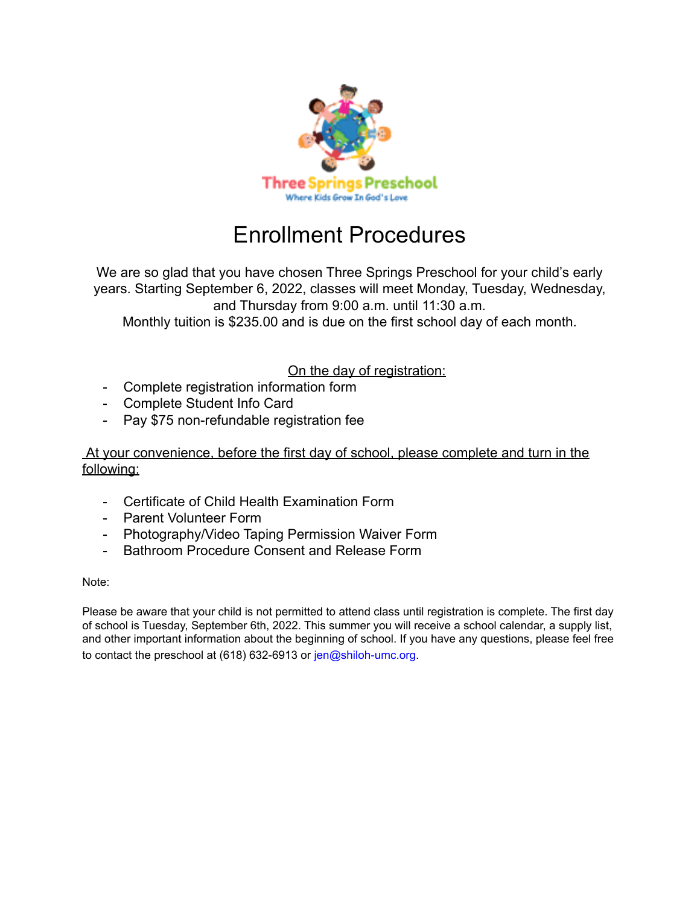Three Springs Preschool

Where Kids Grow In God's Love

# Enrollment Procedures

We are so glad that you have chosen Three Springs Preschool for your child's early years. Starting September 6, 2022, classes will meet Monday, Tuesday, Wednesday, and Thursday from 9:00 a.m. until 11:30 a.m.
Monthly tuition is $235.00 and is due on the first school day of each month.

On the day of registration:

- Complete registration information form
- Complete Student Info Card
- Pay $75 non-refundable registration fee

At your convenience, before the first day of school, please complete and turn in the following:

- Certificate of Child Health Examination Form
- Parent Volunteer Form
- Photography/Video Taping Permission Waiver Form
- Bathroom Procedure Consent and Release Form

Note:

Please be aware that your child is not permitted to attend class until registration is complete. The first day of school is Tuesday, September 6th, 2022. This summer you will receive a school calendar, a supply list, and other important information about the beginning of school. If you have any questions, please feel free to contact the preschool at (618) 632-6913 or jen@shiloh-umc.org.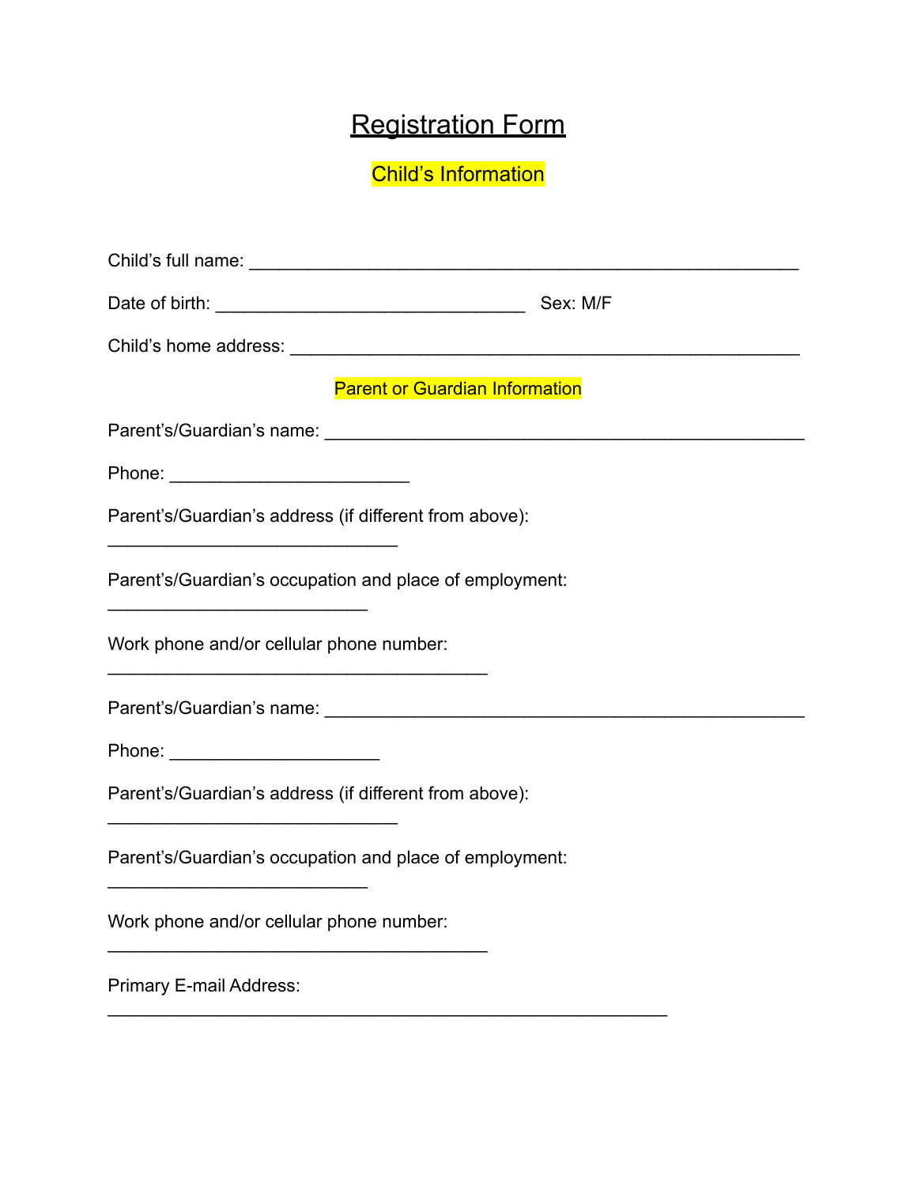# Registration Form

## Child's Information

Child's full name: ____________________________________________________________

Date of birth: __________________________________ Sex: M/F

Child's home address: ________________________________________________________

## Parent or Guardian Information

Parent's/Guardian's name: _____________________________________________________

Phone: __________________________

Parent's/Guardian's address (if different from above):

_______________________________

Parent's/Guardian's occupation and place of employment:

____________________________

Work phone and/or cellular phone number:

_________________________________________

Parent's/Guardian's name: _____________________________________________________

Phone: _______________________

Parent's/Guardian's address (if different from above):

_______________________________

Parent's/Guardian's occupation and place of employment:

____________________________

Work phone and/or cellular phone number:

_________________________________________

Primary E-mail Address:

____________________________________________________________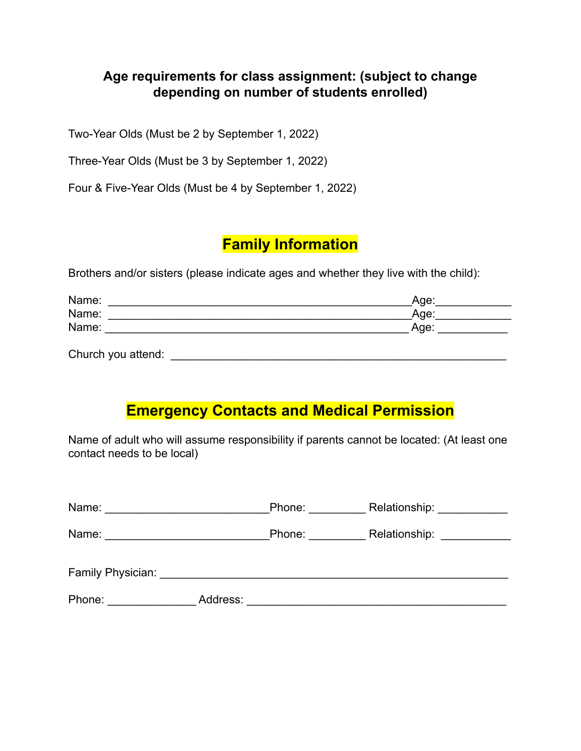**Age requirements for class assignment: (subject to change depending on number of students enrolled)**

Two-Year Olds (Must be 2 by September 1, 2022)

Three-Year Olds (Must be 3 by September 1, 2022)

Four & Five-Year Olds (Must be 4 by September 1, 2022)

## Family Information

Brothers and/or sisters (please indicate ages and whether they live with the child):

Name: _________________________________________________Age:____________
Name: _________________________________________________Age:____________
Name: _________________________________________________ Age: ___________

Church you attend: ______________________________________________________

## Emergency Contacts and Medical Permission

Name of adult who will assume responsibility if parents cannot be located: (At least one contact needs to be local)

Name: __________________________Phone: _________ Relationship: ___________

Name: __________________________Phone: _________ Relationship: ___________

Family Physician: ________________________________________________________

Phone: ______________ Address: __________________________________________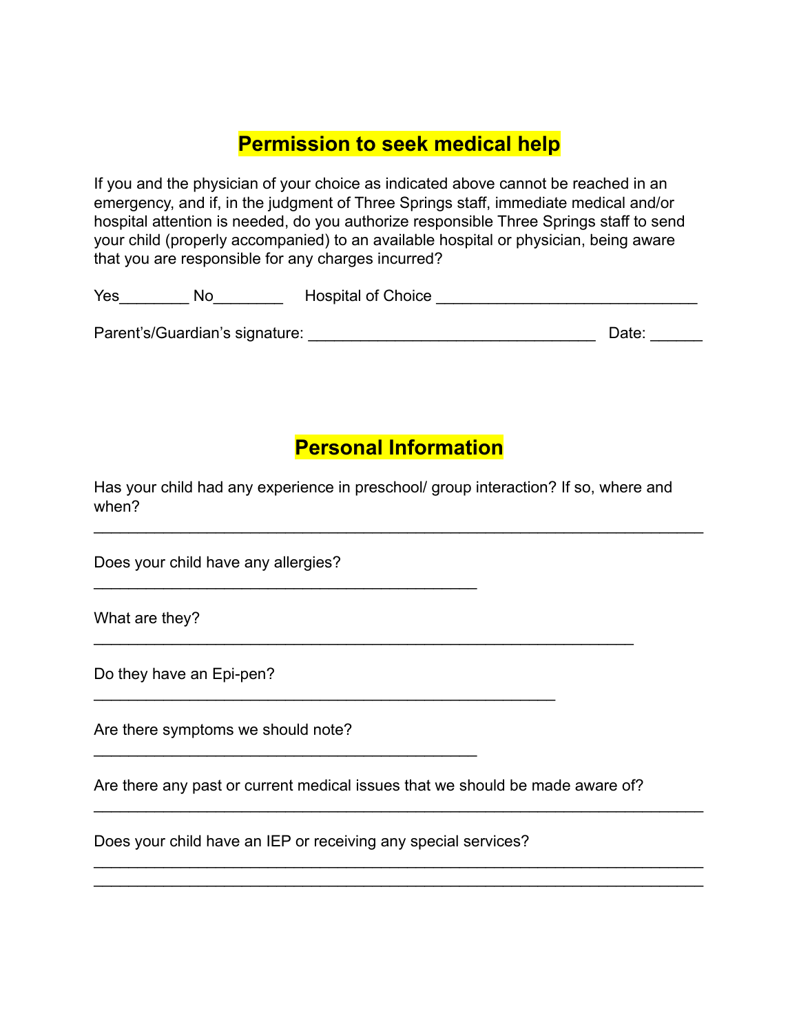## Permission to seek medical help

If you and the physician of your choice as indicated above cannot be reached in an emergency, and if, in the judgment of Three Springs staff, immediate medical and/or hospital attention is needed, do you authorize responsible Three Springs staff to send your child (properly accompanied) to an available hospital or physician, being aware that you are responsible for any charges incurred?

Yes________ No________ Hospital of Choice ______________________________

Parent's/Guardian's signature: _________________________________ Date: ______

## Personal Information

Has your child had any experience in preschool/ group interaction? If so, where and when?

______________________________________________________________________

Does your child have any allergies?

____________________________________________

What are they?

______________________________________________________________

Do they have an Epi-pen?

_____________________________________________________

Are there symptoms we should note?

____________________________________________

Are there any past or current medical issues that we should be made aware of?

______________________________________________________________________

Does your child have an IEP or receiving any special services?

______________________________________________________________________

______________________________________________________________________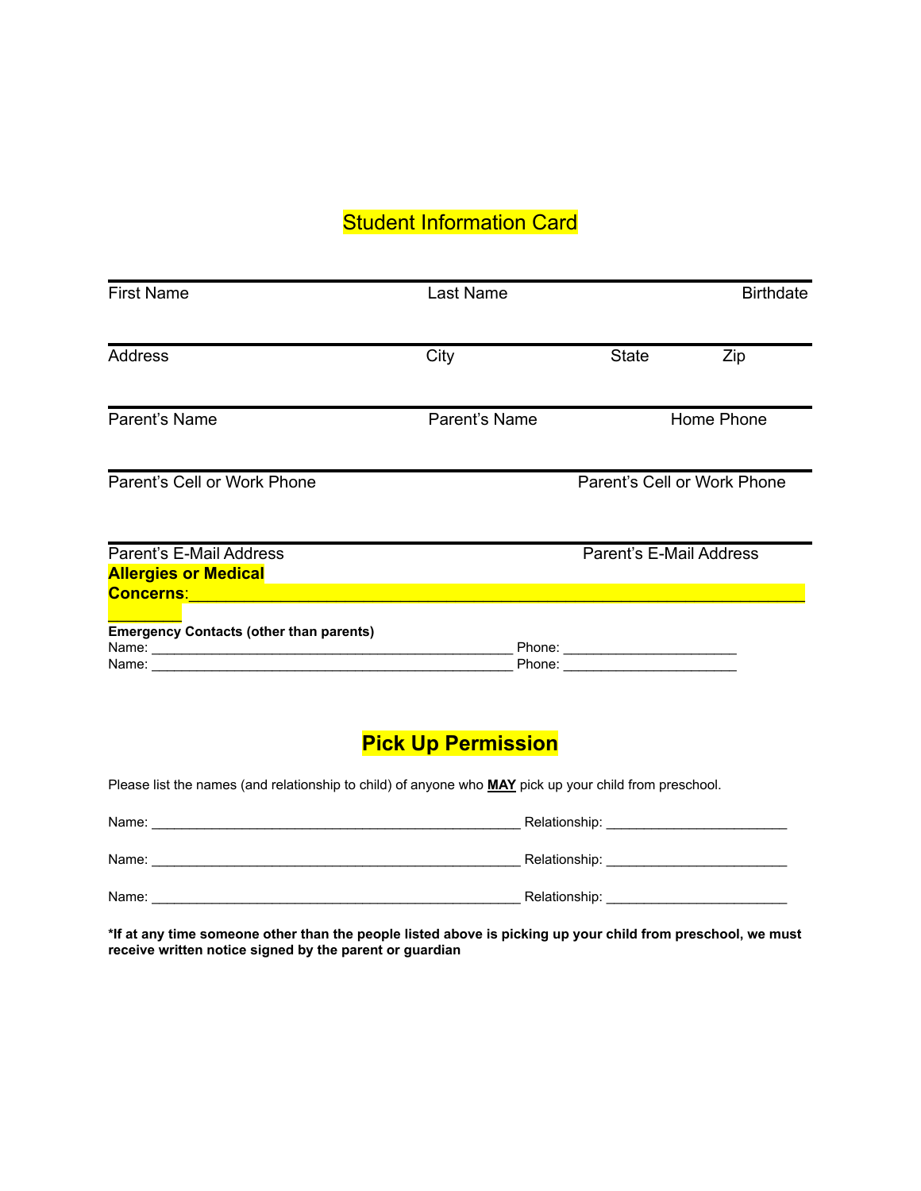# Student Information Card

| First Name | Last Name | Birthdate |
|---|---|---|
| | | |

| Address | City | State | Zip |
|---|---|---|---|
| | | | |

| Parent's Name | Parent's Name | Home Phone |
|---|---|---|
| | | |

| Parent's Cell or Work Phone | Parent's Cell or Work Phone |
|---|---|
| | |

| Parent's E-Mail Address | Parent's E-Mail Address |
|---|---|
| | |

**Allergies or Medical Concerns**:_____________________________________________________________________

**Emergency Contacts (other than parents)**

Name: ________________________________________________ Phone: _______________________

Name: ________________________________________________ Phone: _______________________

## Pick Up Permission

Please list the names (and relationship to child) of anyone who **MAY** pick up your child from preschool.

Name: _________________________________________________ Relationship: ________________________

Name: _________________________________________________ Relationship: ________________________

Name: _________________________________________________ Relationship: ________________________

***If at any time someone other than the people listed above is picking up your child from preschool, we must receive written notice signed by the parent or guardian**